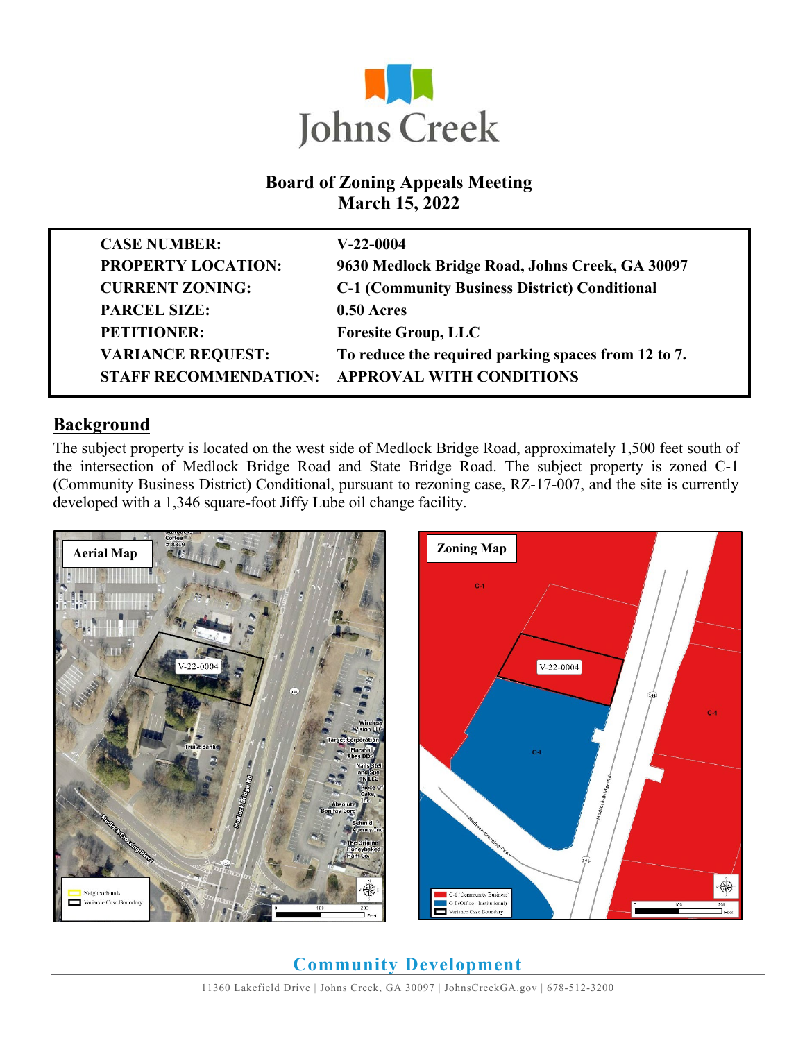Johns Creek

## Board of Zoning Appeals Meeting
## March 15, 2022

| | |
|---|---|
| **CASE NUMBER:** | **V-22-0004** |
| **PROPERTY LOCATION:** | **9630 Medlock Bridge Road, Johns Creek, GA 30097** |
| **CURRENT ZONING:** | **C-1 (Community Business District) Conditional** |
| **PARCEL SIZE:** | **0.50 Acres** |
| **PETITIONER:** | **Foresite Group, LLC** |
| **VARIANCE REQUEST:** | **To reduce the required parking spaces from 12 to 7.** |
| **STAFF RECOMMENDATION:** | **APPROVAL WITH CONDITIONS** |

## Background

The subject property is located on the west side of Medlock Bridge Road, approximately 1,500 feet south of the intersection of Medlock Bridge Road and State Bridge Road. The subject property is zoned C-1 (Community Business District) Conditional, pursuant to rezoning case, RZ-17-007, and the site is currently developed with a 1,346 square-foot Jiffy Lube oil change facility.

Aerial Map

V-22-0004

Neighborhoods
Variance Case Boundary

Zoning Map

V-22-0004

C-1 (Community Business)
O-I (Office - Institutional)
Variance Case Boundary

Community Development

11360 Lakefield Drive | Johns Creek, GA 30097 | JohnsCreekGA.gov | 678-512-3200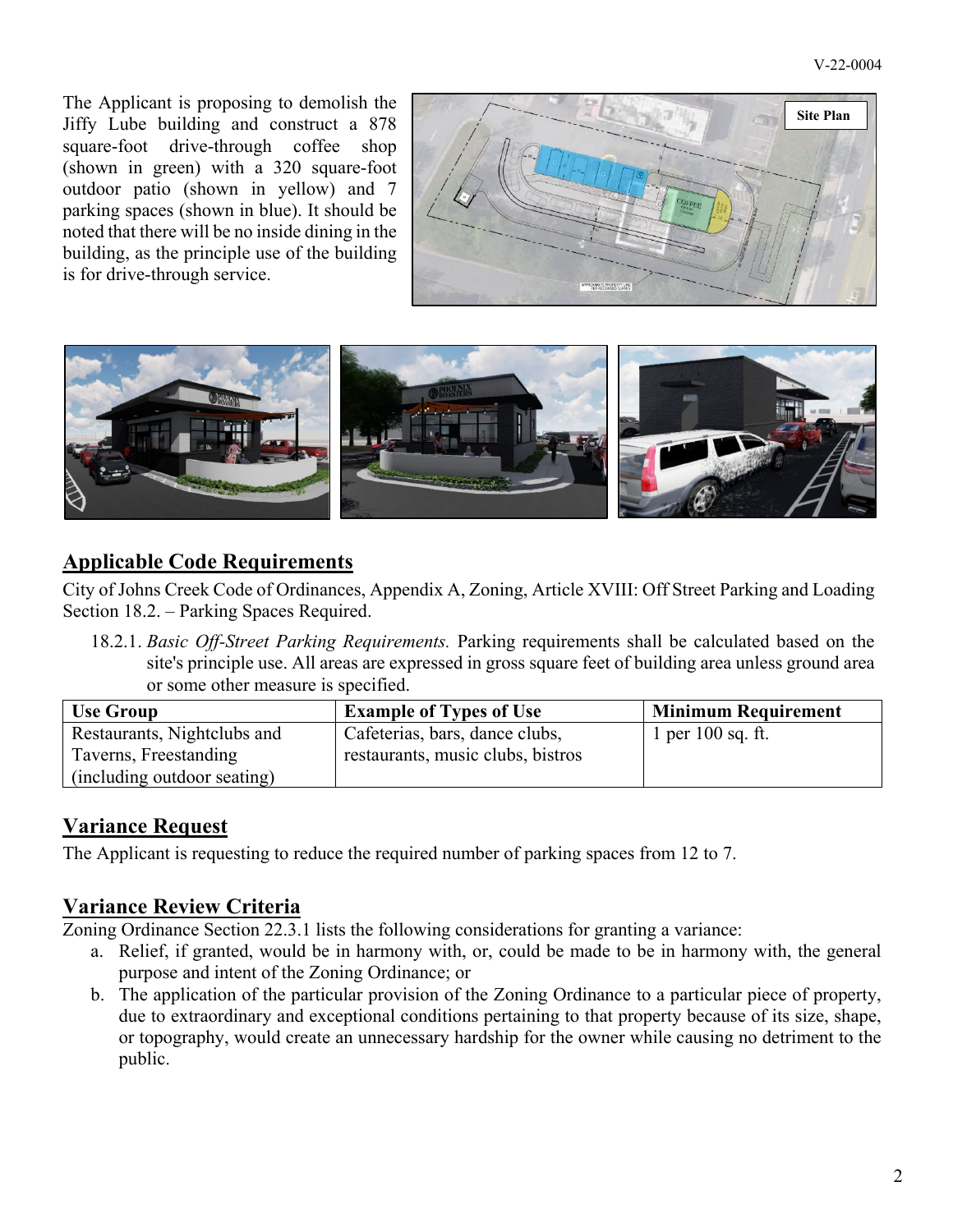The Applicant is proposing to demolish the Jiffy Lube building and construct a 878 square-foot drive-through coffee shop (shown in green) with a 320 square-foot outdoor patio (shown in yellow) and 7 parking spaces (shown in blue). It should be noted that there will be no inside dining in the building, as the principle use of the building is for drive-through service.

Site Plan

## Applicable Code Requirements

City of Johns Creek Code of Ordinances, Appendix A, Zoning, Article XVIII: Off Street Parking and Loading Section 18.2. – Parking Spaces Required.

18.2.1. *Basic Off-Street Parking Requirements.* Parking requirements shall be calculated based on the site's principle use. All areas are expressed in gross square feet of building area unless ground area or some other measure is specified.

| Use Group | Example of Types of Use | Minimum Requirement |
|---|---|---|
| Restaurants, Nightclubs and Taverns, Freestanding (including outdoor seating) | Cafeterias, bars, dance clubs, restaurants, music clubs, bistros | 1 per 100 sq. ft. |

## Variance Request

The Applicant is requesting to reduce the required number of parking spaces from 12 to 7.

## Variance Review Criteria

Zoning Ordinance Section 22.3.1 lists the following considerations for granting a variance:

a. Relief, if granted, would be in harmony with, or, could be made to be in harmony with, the general purpose and intent of the Zoning Ordinance; or

b. The application of the particular provision of the Zoning Ordinance to a particular piece of property, due to extraordinary and exceptional conditions pertaining to that property because of its size, shape, or topography, would create an unnecessary hardship for the owner while causing no detriment to the public.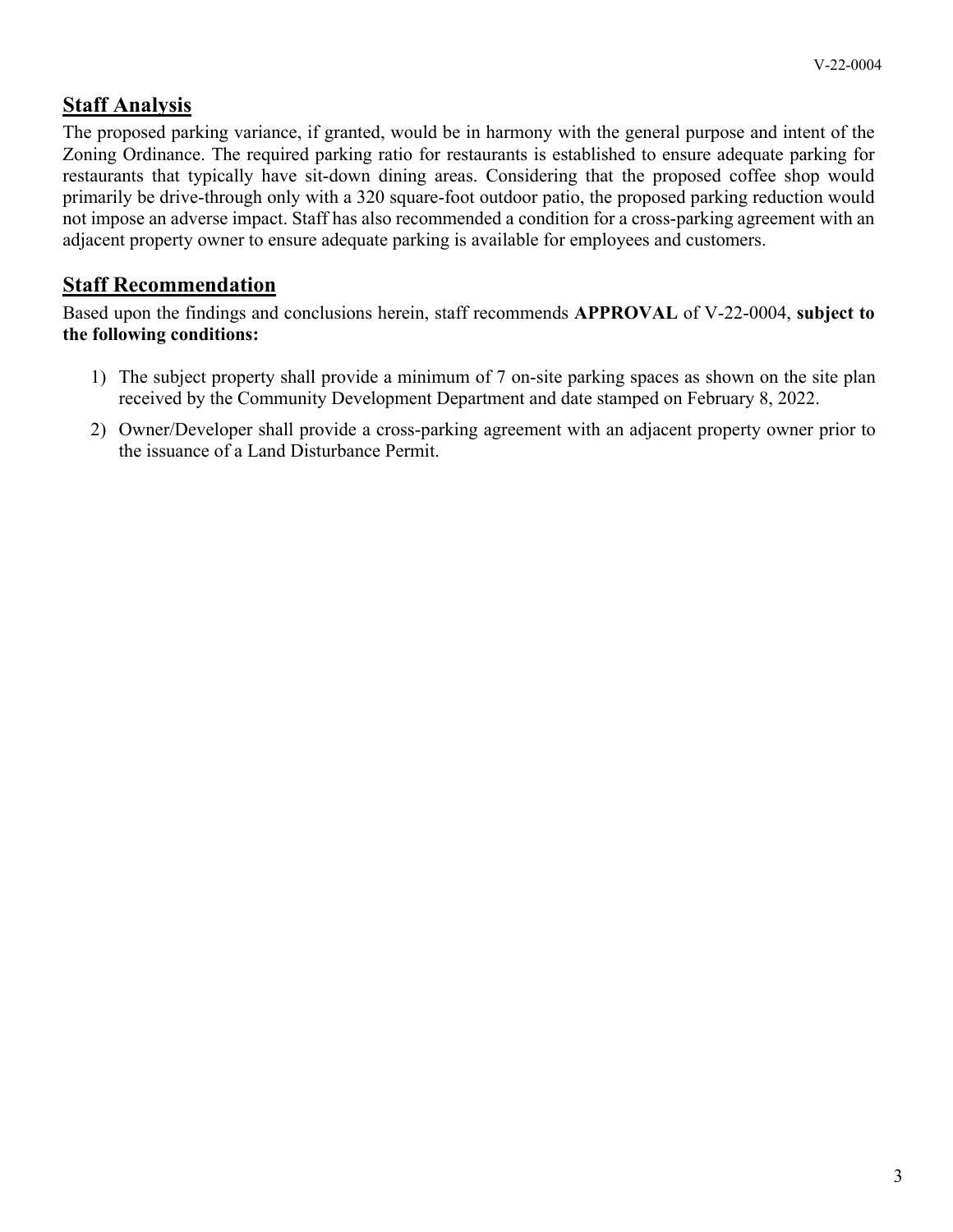## Staff Analysis

The proposed parking variance, if granted, would be in harmony with the general purpose and intent of the Zoning Ordinance. The required parking ratio for restaurants is established to ensure adequate parking for restaurants that typically have sit-down dining areas. Considering that the proposed coffee shop would primarily be drive-through only with a 320 square-foot outdoor patio, the proposed parking reduction would not impose an adverse impact. Staff has also recommended a condition for a cross-parking agreement with an adjacent property owner to ensure adequate parking is available for employees and customers.

## Staff Recommendation

Based upon the findings and conclusions herein, staff recommends **APPROVAL** of V-22-0004, **subject to the following conditions:**

1) The subject property shall provide a minimum of 7 on-site parking spaces as shown on the site plan received by the Community Development Department and date stamped on February 8, 2022.
2) Owner/Developer shall provide a cross-parking agreement with an adjacent property owner prior to the issuance of a Land Disturbance Permit.